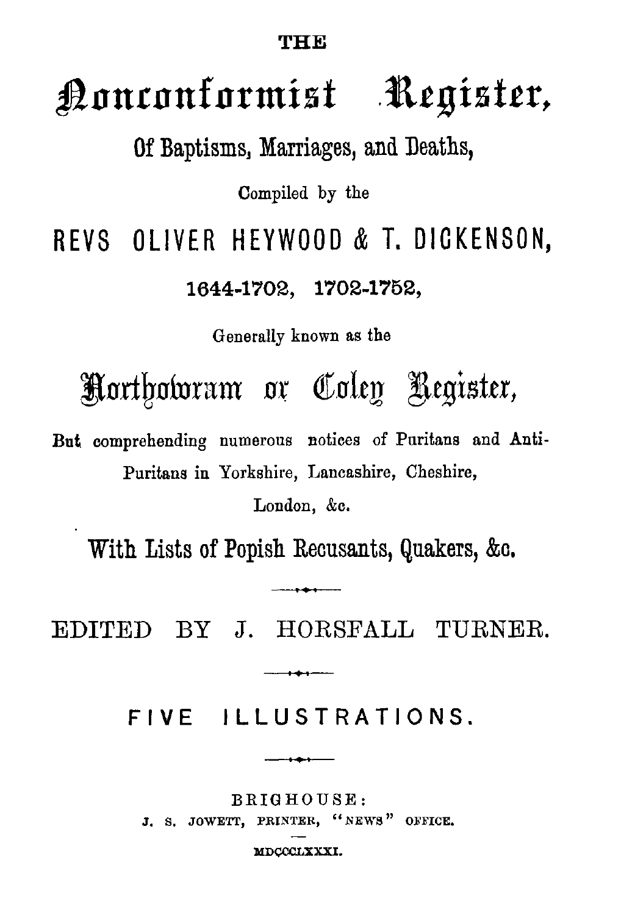THE

# Nonconformist Register,

## Of Baptisms, Marriages, and Deaths,

Compiled by the

## REVS OLIVER HEYWOOD & T. DICKENSON,

**1644-1702, 1702-1752,**

Generally known as the

## Northowram or Coley Register,

But comprehending numerous notices of Puritans and Anti-Puritans in Yorkshire, Lancashire, Cheshire, London, &c.

### With Lists of Popish Recusants, Quakers, &c.

---

EDITED BY J. HORSFALL TURNER.

---

FIVE ILLUSTRATIONS.

---

BRIGHOUSE:
J. S. JOWETT, PRINTER, "NEWS" OFFICE.

MDCCCLXXXI.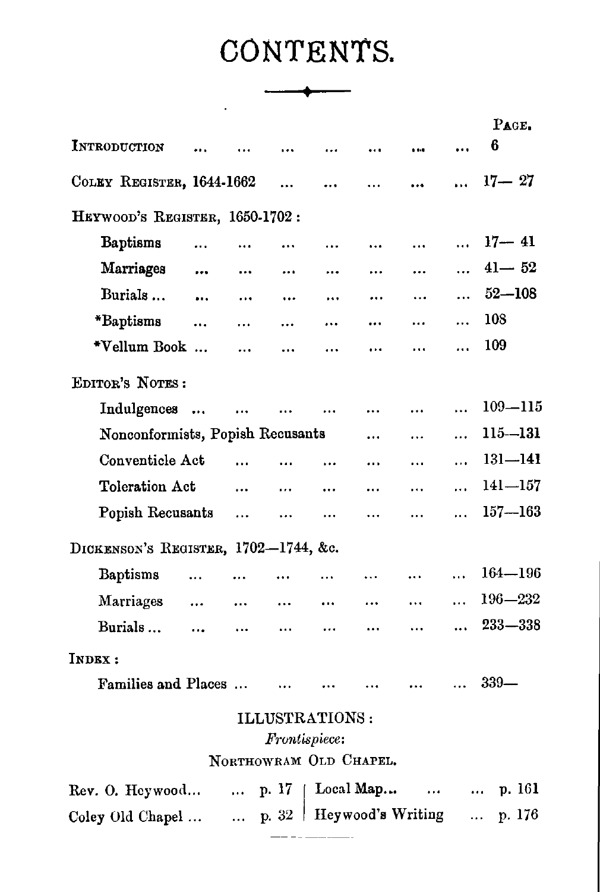# CONTENTS.

| | Page. |
|---|---|
| Introduction | 6 |
| Coley Register, 1644-1662 | 17— 27 |
| Heywood's Register, 1650-1702: | |
| Baptisms | 17— 41 |
| Marriages | 41— 52 |
| Burials | 52—108 |
| *Baptisms | 108 |
| *Vellum Book | 109 |
| Editor's Notes: | |
| Indulgences | 109—115 |
| Nonconformists, Popish Recusants | 115—131 |
| Conventicle Act | 131—141 |
| Toleration Act | 141—157 |
| Popish Recusants | 157—163 |
| Dickenson's Register, 1702—1744, &c. | |
| Baptisms | 164—196 |
| Marriages | 196—232 |
| Burials | 233—338 |
| Index: | |
| Families and Places | 339— |

ILLUSTRATIONS:

*Frontispiece:*

Northowram Old Chapel.

| | | | |
|---|---|---|---|
| Rev. O. Heywood | p. 17 | Local Map | p. 161 |
| Coley Old Chapel | p. 32 | Heywood's Writing | p. 176 |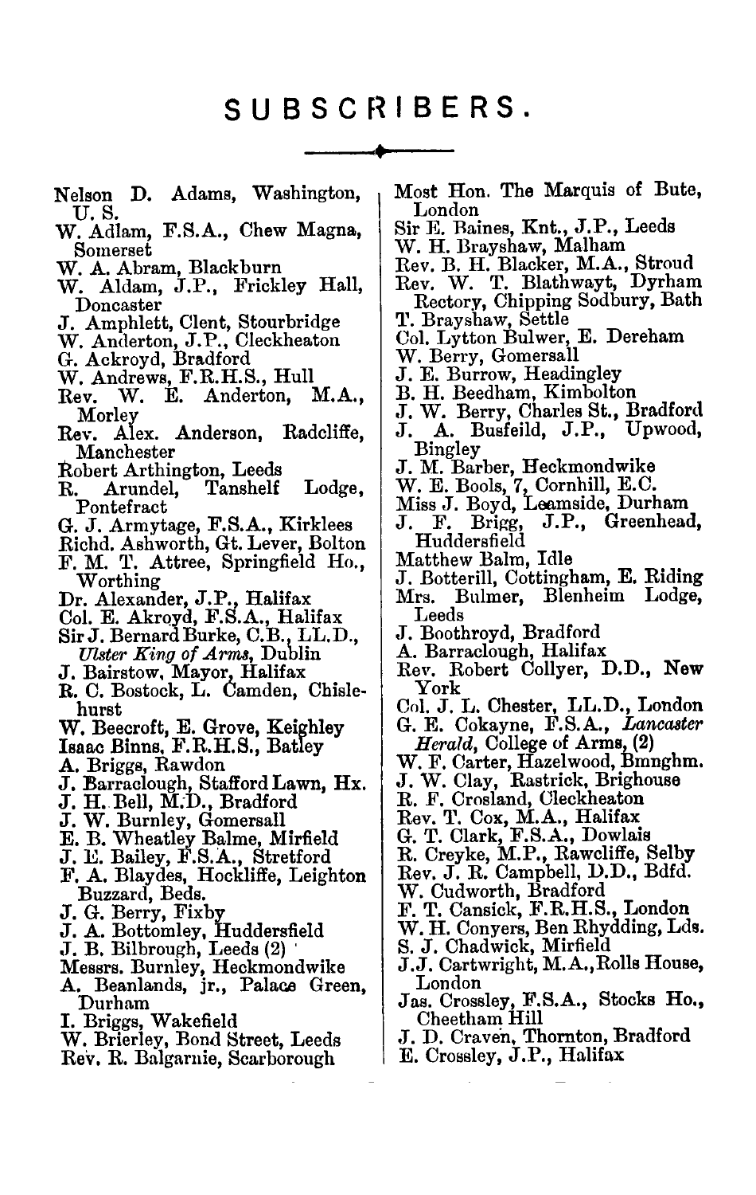# SUBSCRIBERS.

Nelson D. Adams, Washington, U. S.
W. Adlam, F.S.A., Chew Magna, Somerset
W. A. Abram, Blackburn
W. Aldam, J.P., Frickley Hall, Doncaster
J. Amphlett, Clent, Stourbridge
W. Anderton, J.P., Cleckheaton
G. Ackroyd, Bradford
W. Andrews, F.R.H.S., Hull
Rev. W. E. Anderton, M.A., Morley
Rev. Alex. Anderson, Radcliffe, Manchester
Robert Arthington, Leeds
R. Arundel, Tanshelf Lodge, Pontefract
G. J. Armytage, F.S.A., Kirklees
Richd. Ashworth, Gt. Lever, Bolton
F. M. T. Attree, Springfield Ho., Worthing
Dr. Alexander, J.P., Halifax
Col. E. Akroyd, F.S.A., Halifax
Sir J. Bernard Burke, C.B., LL.D., *Ulster King of Arms*, Dublin
J. Bairstow, Mayor, Halifax
R. C. Bostock, L. Camden, Chislehurst
W. Beecroft, E. Grove, Keighley
Isaac Binns, F.R.H.S., Batley
A. Briggs, Rawdon
J. Barraclough, Stafford Lawn, Hx.
J. H. Bell, M.D., Bradford
J. W. Burnley, Gomersall
E. B. Wheatley Balme, Mirfield
J. E. Bailey, F.S.A., Stretford
F. A. Blaydes, Hockliffe, Leighton Buzzard, Beds.
J. G. Berry, Fixby
J. A. Bottomley, Huddersfield
J. B. Bilbrough, Leeds (2)
Messrs. Burnley, Heckmondwike
A. Beanlands, jr., Palace Green, Durham
I. Briggs, Wakefield
W. Brierley, Bond Street, Leeds
Rev. R. Balgarnie, Scarborough
Most Hon. The Marquis of Bute, London
Sir E. Baines, Knt., J.P., Leeds
W. H. Brayshaw, Malham
Rev. B. H. Blacker, M.A., Stroud
Rev. W. T. Blathwayt, Dyrham Rectory, Chipping Sodbury, Bath
T. Brayshaw, Settle
Col. Lytton Bulwer, E. Dereham
W. Berry, Gomersall
J. E. Burrow, Headingley
B. H. Beedham, Kimbolton
J. W. Berry, Charles St., Bradford
J. A. Busfeild, J.P., Upwood, Bingley
J. M. Barber, Heckmondwike
W. E. Bools, 7, Cornhill, E.C.
Miss J. Boyd, Leamside, Durham
J. F. Brigg, J.P., Greenhead, Huddersfield
Matthew Balm, Idle
J. Botterill, Cottingham, E. Riding
Mrs. Bulmer, Blenheim Lodge, Leeds
J. Boothroyd, Bradford
A. Barraclough, Halifax
Rev. Robert Collyer, D.D., New York
Col. J. L. Chester, LL.D., London
G. E. Cokayne, F.S.A., *Lancaster Herald*, College of Arms, (2)
W. F. Carter, Hazelwood, Bmnghm.
J. W. Clay, Rastrick, Brighouse
R. F. Crosland, Cleckheaton
Rev. T. Cox, M.A., Halifax
G. T. Clark, F.S.A., Dowlais
R. Creyke, M.P., Rawcliffe, Selby
Rev. J. R. Campbell, D.D., Bdfd.
W. Cudworth, Bradford
F. T. Cansick, F.R.H.S., London
W. H. Conyers, Ben Rhydding, Lds.
S. J. Chadwick, Mirfield
J. J. Cartwright, M.A., Rolls House, London
Jas. Crossley, F.S.A., Stocks Ho., Cheetham Hill
J. D. Craven, Thornton, Bradford
E. Crossley, J.P., Halifax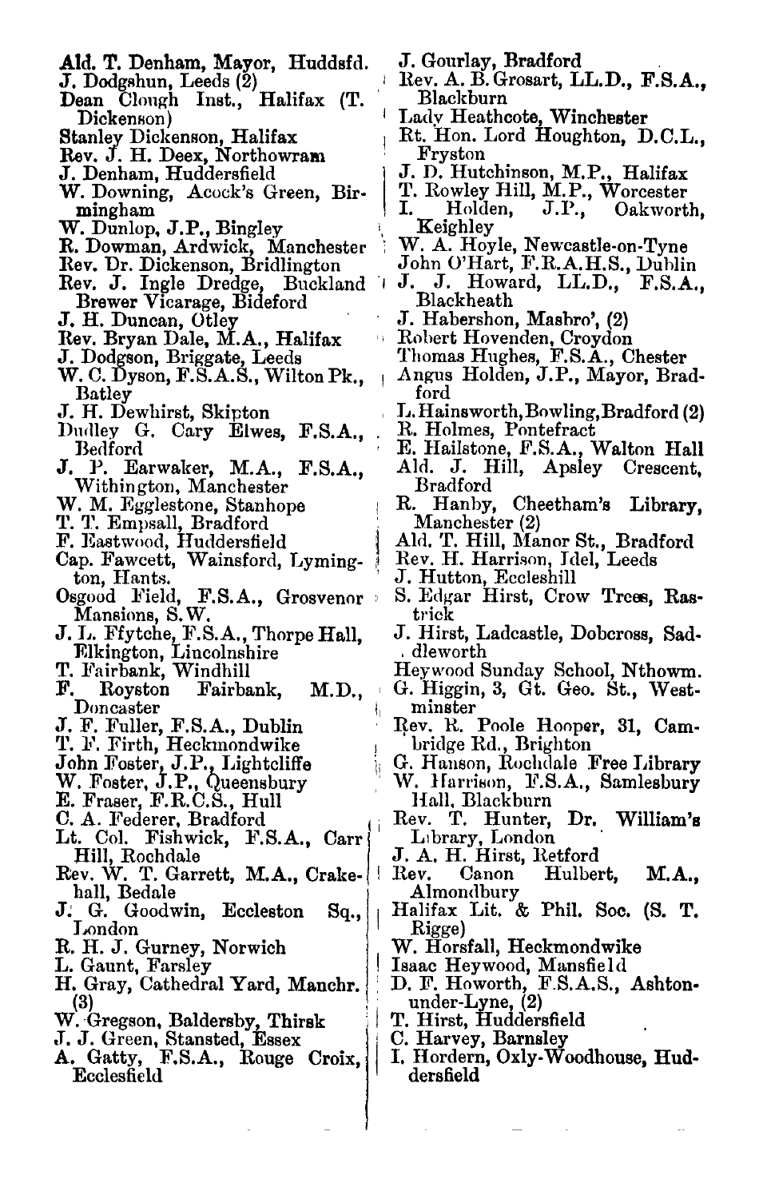Ald. T. Denham, Mayor, Huddsfd.
J. Dodgshun, Leeds (2)
Dean Clough Inst., Halifax (T. Dickenson)
Stanley Dickenson, Halifax
Rev. J. H. Deex, Northowram
J. Denham, Huddersfield
W. Downing, Acock's Green, Birmingham
W. Dunlop, J.P., Bingley
R. Dowman, Ardwick, Manchester
Rev. Dr. Dickenson, Bridlington
Rev. J. Ingle Dredge, Buckland Brewer Vicarage, Bideford
J. H. Duncan, Otley
Rev. Bryan Dale, M.A., Halifax
J. Dodgson, Briggate, Leeds
W. C. Dyson, F.S.A.S., Wilton Pk., Batley
J. H. Dewhirst, Skipton
Dudley G. Cary Elwes, F.S.A., Bedford
J. P. Earwaker, M.A., F.S.A., Withington, Manchester
W. M. Egglestone, Stanhope
T. T. Empsall, Bradford
F. Eastwood, Huddersfield
Cap. Fawcett, Wainsford, Lymington, Hants.
Osgood Field, F.S.A., Grosvenor Mansions, S.W.
J. L. Ffytche, F.S.A., Thorpe Hall, Elkington, Lincolnshire
T. Fairbank, Windhill
F. Royston Fairbank, M.D., Doncaster
J. F. Fuller, F.S.A., Dublin
T. F. Firth, Heckmondwike
John Foster, J.P., Lightcliffe
W. Foster, J.P., Queensbury
E. Fraser, F.R.C.S., Hull
C. A. Federer, Bradford
Lt. Col. Fishwick, F.S.A., Carr Hill, Rochdale
Rev. W. T. Garrett, M.A., Crakehall, Bedale
J. G. Goodwin, Eccleston Sq., London
R. H. J. Gurney, Norwich
L. Gaunt, Farsley
H. Gray, Cathedral Yard, Manchr. (3)
W. Gregson, Baldersby, Thirsk
J. J. Green, Stansted, Essex
A. Gatty, F.S.A., Rouge Croix, Ecclesfield
J. Gourlay, Bradford
Rev. A. B. Grosart, LL.D., F.S.A., Blackburn
Lady Heathcote, Winchester
Rt. Hon. Lord Houghton, D.C.L., Fryston
J. D. Hutchinson, M.P., Halifax
T. Rowley Hill, M.P., Worcester
I. Holden, J.P., Oakworth, Keighley
W. A. Hoyle, Newcastle-on-Tyne
John O'Hart, F.R.A.H.S., Dublin
J. J. Howard, LL.D., F.S.A., Blackheath
J. Habershon, Masbro', (2)
Robert Hovenden, Croydon
Thomas Hughes, F.S.A., Chester
Angus Holden, J.P., Mayor, Bradford
L. Hainsworth, Bowling, Bradford (2)
R. Holmes, Pontefract
E. Hailstone, F.S.A., Walton Hall
Ald. J. Hill, Apsley Crescent, Bradford
R. Hanby, Cheetham's Library, Manchester (2)
Ald. T. Hill, Manor St., Bradford
Rev. H. Harrison, Idel, Leeds
J. Hutton, Eccleshill
S. Edgar Hirst, Crow Trees, Rastrick
J. Hirst, Ladcastle, Dobcross, Saddleworth
Heywood Sunday School, Nthowm.
G. Higgin, 3, Gt. Geo. St., Westminster
Rev. R. Poole Hooper, 31, Cambridge Rd., Brighton
G. Hanson, Rochdale Free Library
W. Harrison, F.S.A., Samlesbury Hall, Blackburn
Rev. T. Hunter, Dr. William's Library, London
J. A. H. Hirst, Retford
Rev. Canon Hulbert, M.A., Almondbury
Halifax Lit. & Phil. Soc. (S. T. Rigge)
W. Horsfall, Heckmondwike
Isaac Heywood, Mansfield
D. F. Howorth, F.S.A.S., Ashton-under-Lyne, (2)
T. Hirst, Huddersfield
C. Harvey, Barnsley
I. Hordern, Oxly-Woodhouse, Huddersfield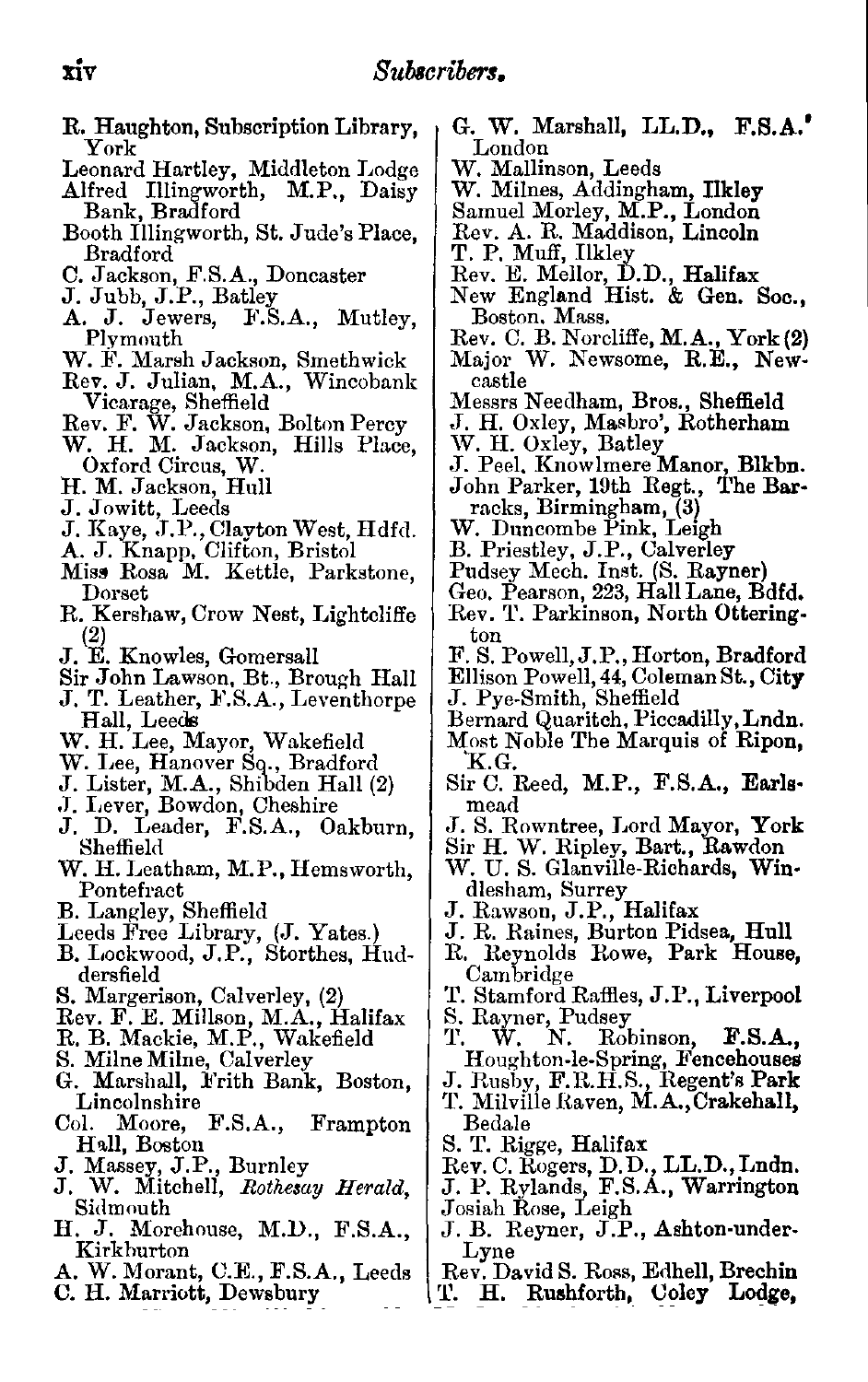R. Haughton, Subscription Library, York
Leonard Hartley, Middleton Lodge
Alfred Illingworth, M.P., Daisy Bank, Bradford
Booth Illingworth, St. Jude's Place, Bradford
C. Jackson, F.S.A., Doncaster
J. Jubb, J.P., Batley
A. J. Jewers, F.S.A., Mutley, Plymouth
W. F. Marsh Jackson, Smethwick
Rev. J. Julian, M.A., Wincobank Vicarage, Sheffield
Rev. F. W. Jackson, Bolton Percy
W. H. M. Jackson, Hills Place, Oxford Circus, W.
H. M. Jackson, Hull
J. Jowitt, Leeds
J. Kaye, J.P., Clayton West, Hdfd.
A. J. Knapp, Clifton, Bristol
Miss Rosa M. Kettle, Parkstone, Dorset
R. Kershaw, Crow Nest, Lightcliffe (2)
J. E. Knowles, Gomersall
Sir John Lawson, Bt., Brough Hall
J. T. Leather, F.S.A., Leventhorpe Hall, Leeds
W. H. Lee, Mayor, Wakefield
W. Lee, Hanover Sq., Bradford
J. Lister, M.A., Shibden Hall (2)
J. Lever, Bowdon, Cheshire
J. D. Leader, F.S.A., Oakburn, Sheffield
W. H. Leatham, M.P., Hemsworth, Pontefract
B. Langley, Sheffield
Leeds Free Library, (J. Yates.)
B. Lockwood, J.P., Storthes, Huddersfield
S. Margerison, Calverley, (2)
Rev. F. E. Millson, M.A., Halifax
R. B. Mackie, M.P., Wakefield
S. Milne Milne, Calverley
G. Marshall, Frith Bank, Boston, Lincolnshire
Col. Moore, F.S.A., Frampton Hall, Boston
J. Massey, J.P., Burnley
J. W. Mitchell, *Rothesay Herald*, Sidmouth
H. J. Morehouse, M.D., F.S.A., Kirkburton
A. W. Morant, C.E., F.S.A., Leeds
C. H. Marriott, Dewsbury
G. W. Marshall, LL.D., F.S.A. London
W. Mallinson, Leeds
W. Milnes, Addingham, Ilkley
Samuel Morley, M.P., London
Rev. A. R. Maddison, Lincoln
T. P. Muff, Ilkley
Rev. E. Mellor, D.D., Halifax
New England Hist. & Gen. Soc., Boston, Mass.
Rev. C. B. Norcliffe, M.A., York (2)
Major W. Newsome, R.E., Newcastle
Messrs Needham, Bros., Sheffield
J. H. Oxley, Masbro', Rotherham
W. H. Oxley, Batley
J. Peel, Knowlmere Manor, Blkbn.
John Parker, 19th Regt., The Barracks, Birmingham, (3)
W. Duncombe Pink, Leigh
B. Priestley, J.P., Calverley
Pudsey Mech. Inst. (S. Rayner)
Geo. Pearson, 223, Hall Lane, Bdfd.
Rev. T. Parkinson, North Otterington
F. S. Powell, J.P., Horton, Bradford
Ellison Powell, 44, Coleman St., City
J. Pye-Smith, Sheffield
Bernard Quaritch, Piccadilly, Lndn.
Most Noble The Marquis of Ripon, K.G.
Sir C. Reed, M.P., F.S.A., Earlsmead
J. S. Rowntree, Lord Mayor, York
Sir H. W. Ripley, Bart., Rawdon
W. U. S. Glanville-Richards, Windlesham, Surrey
J. Rawson, J.P., Halifax
J. R. Raines, Burton Pidsea, Hull
R. Reynolds Rowe, Park House, Cambridge
T. Stamford Raffles, J.P., Liverpool
S. Rayner, Pudsey
T. W. N. Robinson, F.S.A., Houghton-le-Spring, Fencehouses
J. Rusby, F.R.H.S., Regent's Park
T. Milville Raven, M.A., Crakehall, Bedale
S. T. Rigge, Halifax
Rev. C. Rogers, D.D., LL.D., Lndn.
J. P. Rylands, F.S.A., Warrington
Josiah Rose, Leigh
J. B. Reyner, J.P., Ashton-under-Lyne
Rev. David S. Ross, Edhell, Brechin
T. H. Rushforth, Coley Lodge,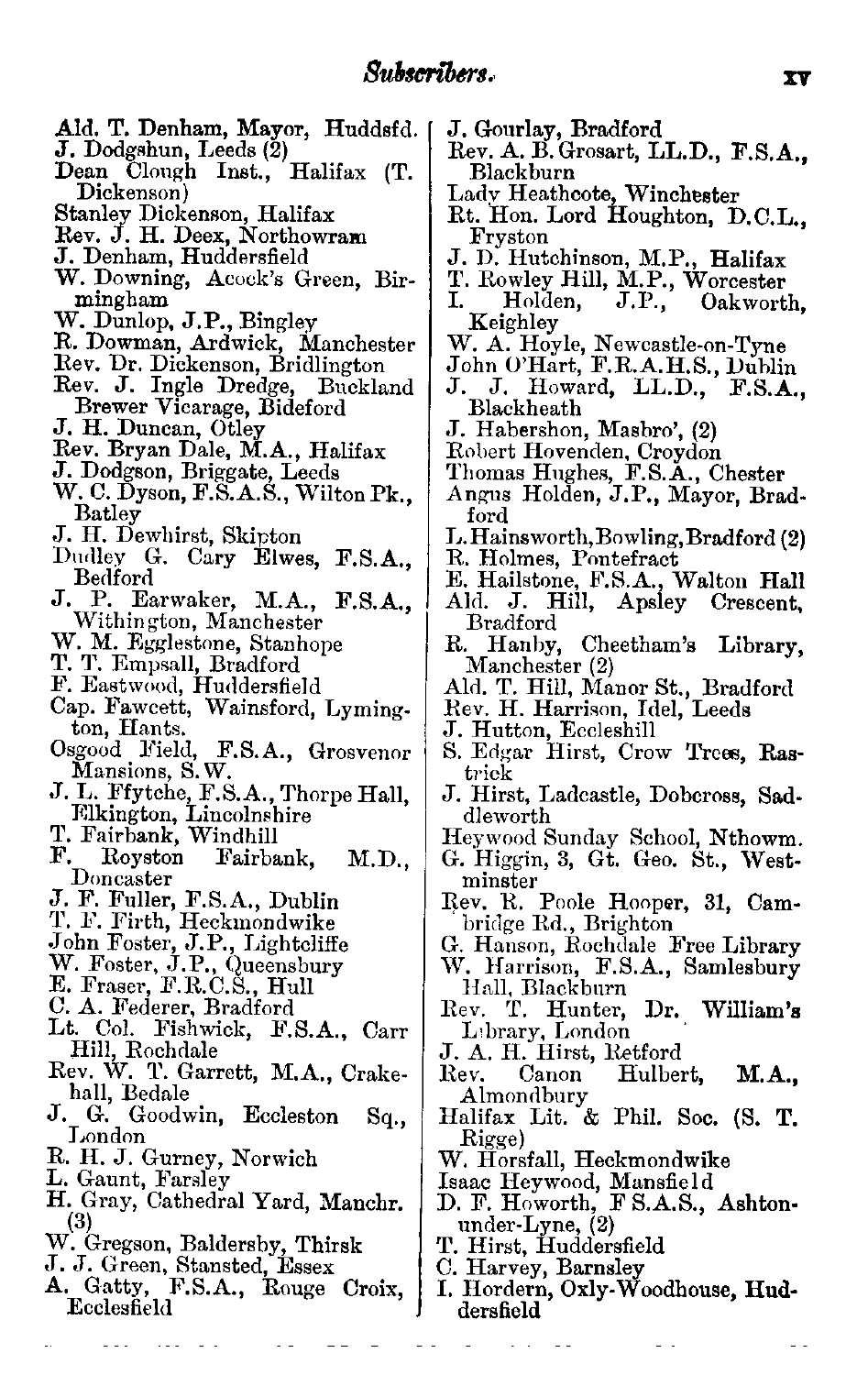## Subscribers.

Ald. T. Denham, Mayor, Huddsfd.
J. Dodgshun, Leeds (2)
Dean Clough Inst., Halifax (T. Dickenson)
Stanley Dickenson, Halifax
Rev. J. H. Deex, Northowram
J. Denham, Huddersfield
W. Downing, Acock's Green, Birmingham
W. Dunlop, J.P., Bingley
R. Dowman, Ardwick, Manchester
Rev. Dr. Dickenson, Bridlington
Rev. J. Ingle Dredge, Buckland Brewer Vicarage, Bideford
J. H. Duncan, Otley
Rev. Bryan Dale, M.A., Halifax
J. Dodgson, Briggate, Leeds
W. C. Dyson, F.S.A.S., Wilton Pk., Batley
J. H. Dewhirst, Skipton
Dudley G. Cary Elwes, F.S.A., Bedford
J. P. Earwaker, M.A., F.S.A., Withington, Manchester
W. M. Egglestone, Stanhope
T. T. Empsall, Bradford
F. Eastwood, Huddersfield
Cap. Fawcett, Wainsford, Lymington, Hants.
Osgood Field, F.S.A., Grosvenor Mansions, S.W.
J. L. Ffytche, F.S.A., Thorpe Hall, Elkington, Lincolnshire
T. Fairbank, Windhill
F. Royston Fairbank, M.D., Doncaster
J. F. Fuller, F.S.A., Dublin
T. F. Firth, Heckmondwike
John Foster, J.P., Lightcliffe
W. Foster, J.P., Queensbury
E. Fraser, F.R.C.S., Hull
C. A. Federer, Bradford
Lt. Col. Fishwick, F.S.A., Carr Hill, Rochdale
Rev. W. T. Garrett, M.A., Crakehall, Bedale
J. G. Goodwin, Eccleston Sq., London
R. H. J. Gurney, Norwich
L. Gaunt, Farsley
H. Gray, Cathedral Yard, Manchr. (3)
W. Gregson, Baldersby, Thirsk
J. J. Green, Stansted, Essex
A. Gatty, F.S.A., Rouge Croix, Ecclesfield
J. Gourlay, Bradford
Rev. A. B. Grosart, LL.D., F.S.A., Blackburn
Lady Heathcote, Winchester
Rt. Hon. Lord Houghton, D.C.L., Fryston
J. D. Hutchinson, M.P., Halifax
T. Rowley Hill, M.P., Worcester
I. Holden, J.P., Oakworth, Keighley
W. A. Hoyle, Newcastle-on-Tyne
John O'Hart, F.R.A.H.S., Dublin
J. J. Howard, LL.D., F.S.A., Blackheath
J. Habershon, Masbro', (2)
Robert Hovenden, Croydon
Thomas Hughes, F.S.A., Chester
Angus Holden, J.P., Mayor, Bradford
L. Hainsworth, Bowling, Bradford (2)
R. Holmes, Pontefract
E. Hailstone, F.S.A., Walton Hall
Ald. J. Hill, Apsley Crescent, Bradford
R. Hanby, Cheetham's Library, Manchester (2)
Ald. T. Hill, Manor St., Bradford
Rev. H. Harrison, Idel, Leeds
J. Hutton, Eccleshill
S. Edgar Hirst, Crow Trees, Rastrick
J. Hirst, Ladcastle, Dobcross, Saddleworth
Heywood Sunday School, Nthowm.
G. Higgin, 3, Gt. Geo. St., Westminster
Rev. R. Poole Hooper, 31, Cambridge Rd., Brighton
G. Hanson, Rochdale Free Library
W. Harrison, F.S.A., Samlesbury Hall, Blackburn
Rev. T. Hunter, Dr. William's Library, London
J. A. H. Hirst, Retford
Rev. Canon Hulbert, M.A., Almondbury
Halifax Lit. & Phil. Soc. (S. T. Rigge)
W. Horsfall, Heckmondwike
Isaac Heywood, Mansfield
D. F. Howorth, F.S.A.S., Ashton-under-Lyne, (2)
T. Hirst, Huddersfield
C. Harvey, Barnsley
I. Hordern, Oxly-Woodhouse, Huddersfield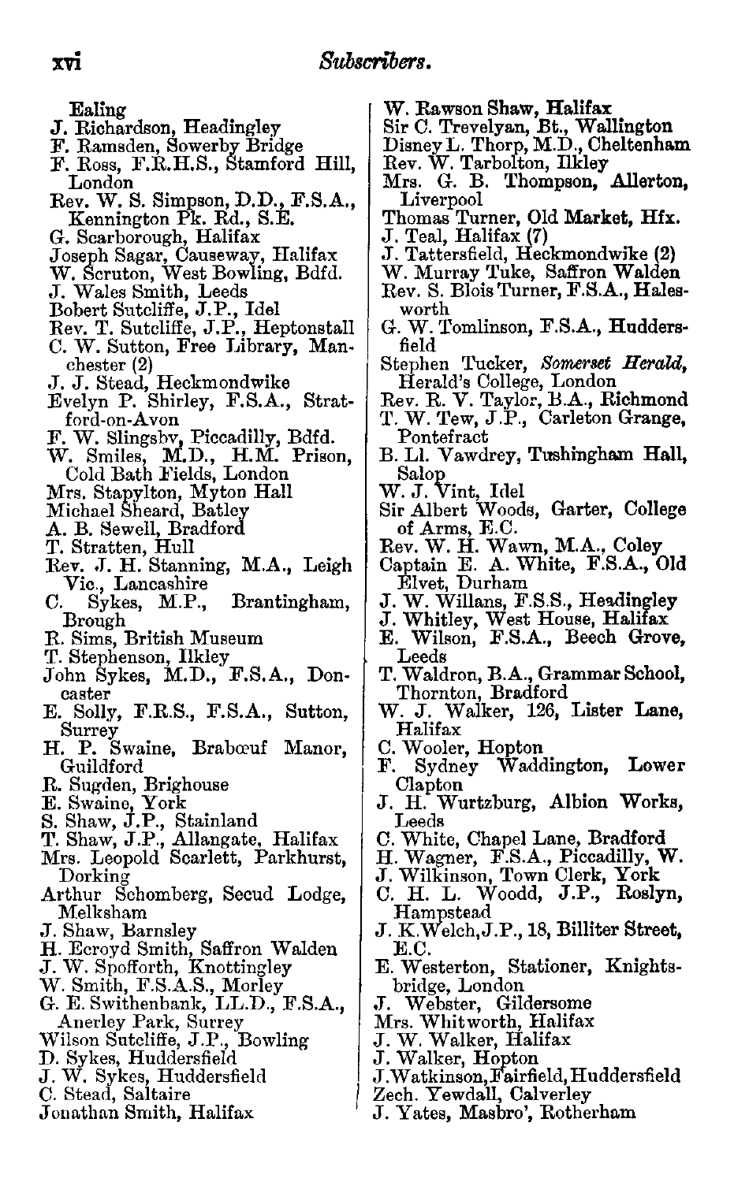Ealing
J. Richardson, Headingley
F. Ramsden, Sowerby Bridge
F. Ross, F.R.H.S., Stamford Hill, London
Rev. W. S. Simpson, D.D., F.S.A., Kennington Pk. Rd., S.E.
G. Scarborough, Halifax
Joseph Sagar, Causeway, Halifax
W. Scruton, West Bowling, Bdfd.
J. Wales Smith, Leeds
Bobert Sutcliffe, J.P., Idel
Rev. T. Sutcliffe, J.P., Heptonstall
C. W. Sutton, Free Library, Manchester (2)
J. J. Stead, Heckmondwike
Evelyn P. Shirley, F.S.A., Stratford-on-Avon
F. W. Slingsby, Piccadilly, Bdfd.
W. Smiles, M.D., H.M. Prison, Cold Bath Fields, London
Mrs. Stapylton, Myton Hall
Michael Sheard, Batley
A. B. Sewell, Bradford
T. Stratten, Hull
Rev. J. H. Stanning, M.A., Leigh Vic., Lancashire
C. Sykes, M.P., Brantingham, Brough
R. Sims, British Museum
T. Stephenson, Ilkley
John Sykes, M.D., F.S.A., Doncaster
E. Solly, F.R.S., F.S.A., Sutton, Surrey
H. P. Swaine, Brabœuf Manor, Guildford
R. Sugden, Brighouse
E. Swaine, York
S. Shaw, J.P., Stainland
T. Shaw, J.P., Allangate, Halifax
Mrs. Leopold Scarlett, Parkhurst, Dorking
Arthur Schomberg, Secud Lodge, Melksham
J. Shaw, Barnsley
H. Ecroyd Smith, Saffron Walden
J. W. Spofforth, Knottingley
W. Smith, F.S.A.S., Morley
G. E. Swithenbank, LL.D., F.S.A., Anerley Park, Surrey
Wilson Sutcliffe, J.P., Bowling
D. Sykes, Huddersfield
J. W. Sykes, Huddersfield
C. Stead, Saltaire
Jonathan Smith, Halifax
W. Rawson Shaw, Halifax
Sir C. Trevelyan, Bt., Wallington
Disney L. Thorp, M.D., Cheltenham
Rev. W. Tarbolton, Ilkley
Mrs. G. B. Thompson, Allerton, Liverpool
Thomas Turner, Old Market, Hfx.
J. Teal, Halifax (7)
J. Tattersfield, Heckmondwike (2)
W. Murray Tuke, Saffron Walden
Rev. S. Blois Turner, F.S.A., Halesworth
G. W. Tomlinson, F.S.A., Huddersfield
Stephen Tucker, *Somerset Herald*, Herald's College, London
Rev. R. V. Taylor, B.A., Richmond
T. W. Tew, J.P., Carleton Grange, Pontefract
B. Ll. Vawdrey, Tushingham Hall, Salop
W. J. Vint, Idel
Sir Albert Woods, Garter, College of Arms, E.C.
Rev. W. H. Wawn, M.A., Coley
Captain E. A. White, F.S.A., Old Elvet, Durham
J. W. Willans, F.S.S., Headingley
J. Whitley, West House, Halifax
E. Wilson, F.S.A., Beech Grove, Leeds
T. Waldron, B.A., Grammar School, Thornton, Bradford
W. J. Walker, 126, Lister Lane, Halifax
C. Wooler, Hopton
F. Sydney Waddington, Lower Clapton
J. H. Wurtzburg, Albion Works, Leeds
C. White, Chapel Lane, Bradford
H. Wagner, F.S.A., Piccadilly, W.
J. Wilkinson, Town Clerk, York
C. H. L. Woodd, J.P., Roslyn, Hampstead
J. K. Welch, J.P., 18, Billiter Street, E.C.
E. Westerton, Stationer, Knightsbridge, London
J. Webster, Gildersome
Mrs. Whitworth, Halifax
J. W. Walker, Halifax
J. Walker, Hopton
J. Watkinson, Fairfield, Huddersfield
Zech. Yewdall, Calverley
J. Yates, Masbro', Rotherham